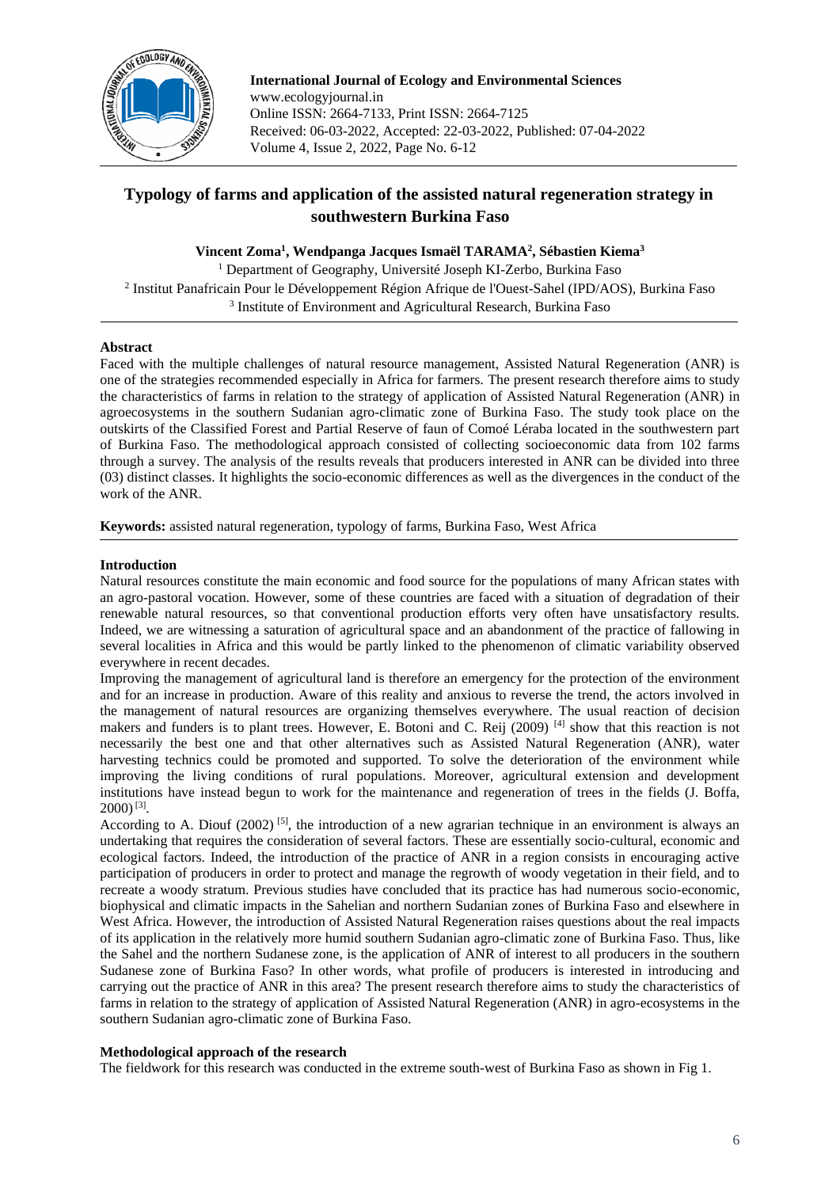# Typology of farms and application of the assisted natural regeneration strategy in southwestern Burkina Faso

**Vincent Zoma[1], Wendpanga Jacques Ismaël TARAMA[2], Sébastien Kiema[3]**

[1] Department of Geography, Université Joseph KI-Zerbo, Burkina Faso
[2] Institut Panafricain Pour le Développement Région Afrique de l'Ouest-Sahel (IPD/AOS), Burkina Faso
[3] Institute of Environment and Agricultural Research, Burkina Faso

## Abstract

Faced with the multiple challenges of natural resource management, Assisted Natural Regeneration (ANR) is one of the strategies recommended especially in Africa for farmers. The present research therefore aims to study the characteristics of farms in relation to the strategy of application of Assisted Natural Regeneration (ANR) in agroecosystems in the southern Sudanian agro-climatic zone of Burkina Faso. The study took place on the outskirts of the Classified Forest and Partial Reserve of faun of Comoé Léraba located in the southwestern part of Burkina Faso. The methodological approach consisted of collecting socioeconomic data from 102 farms through a survey. The analysis of the results reveals that producers interested in ANR can be divided into three (03) distinct classes. It highlights the socio-economic differences as well as the divergences in the conduct of the work of the ANR.

**Keywords:** assisted natural regeneration, typology of farms, Burkina Faso, West Africa

## Introduction

Natural resources constitute the main economic and food source for the populations of many African states with an agro-pastoral vocation. However, some of these countries are faced with a situation of degradation of their renewable natural resources, so that conventional production efforts very often have unsatisfactory results. Indeed, we are witnessing a saturation of agricultural space and an abandonment of the practice of fallowing in several localities in Africa and this would be partly linked to the phenomenon of climatic variability observed everywhere in recent decades.

Improving the management of agricultural land is therefore an emergency for the protection of the environment and for an increase in production. Aware of this reality and anxious to reverse the trend, the actors involved in the management of natural resources are organizing themselves everywhere. The usual reaction of decision makers and funders is to plant trees. However, E. Botoni and C. Reij (2009) [4] show that this reaction is not necessarily the best one and that other alternatives such as Assisted Natural Regeneration (ANR), water harvesting technics could be promoted and supported. To solve the deterioration of the environment while improving the living conditions of rural populations. Moreover, agricultural extension and development institutions have instead begun to work for the maintenance and regeneration of trees in the fields (J. Boffa, 2000) [3].

According to A. Diouf (2002) [5], the introduction of a new agrarian technique in an environment is always an undertaking that requires the consideration of several factors. These are essentially socio-cultural, economic and ecological factors. Indeed, the introduction of the practice of ANR in a region consists in encouraging active participation of producers in order to protect and manage the regrowth of woody vegetation in their field, and to recreate a woody stratum. Previous studies have concluded that its practice has had numerous socio-economic, biophysical and climatic impacts in the Sahelian and northern Sudanian zones of Burkina Faso and elsewhere in West Africa. However, the introduction of Assisted Natural Regeneration raises questions about the real impacts of its application in the relatively more humid southern Sudanian agro-climatic zone of Burkina Faso. Thus, like the Sahel and the northern Sudanese zone, is the application of ANR of interest to all producers in the southern Sudanese zone of Burkina Faso? In other words, what profile of producers is interested in introducing and carrying out the practice of ANR in this area? The present research therefore aims to study the characteristics of farms in relation to the strategy of application of Assisted Natural Regeneration (ANR) in agro-ecosystems in the southern Sudanian agro-climatic zone of Burkina Faso.

## Methodological approach of the research

The fieldwork for this research was conducted in the extreme south-west of Burkina Faso as shown in Fig 1.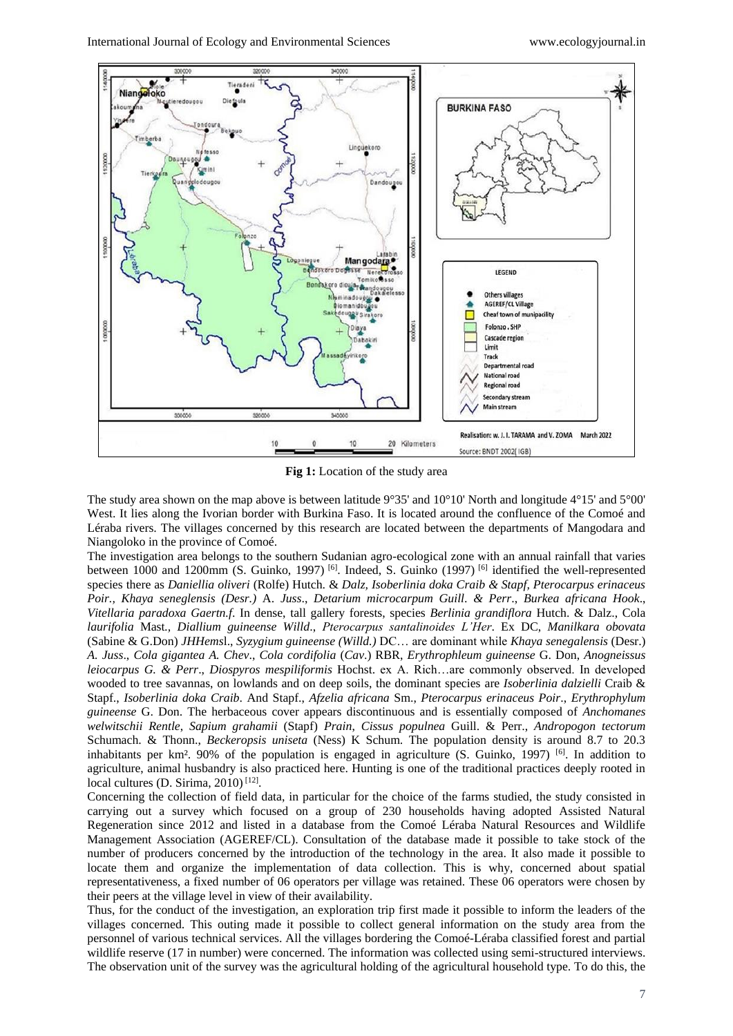Fig 1: Location of the study area

The study area shown on the map above is between latitude 9°35' and 10°10' North and longitude 4°15' and 5°00' West. It lies along the Ivorian border with Burkina Faso. It is located around the confluence of the Comoé and Léraba rivers. The villages concerned by this research are located between the departments of Mangodara and Niangoloko in the province of Comoé.

The investigation area belongs to the southern Sudanian agro-ecological zone with an annual rainfall that varies between 1000 and 1200mm (S. Guinko, 1997) [6]. Indeed, S. Guinko (1997) [6] identified the well-represented species there as *Daniellia oliveri* (Rolfe) Hutch. & *Dalz, Isoberlinia doka Craib & Stapf, Pterocarpus erinaceus Poir., Khaya seneglensis (Desr.)* A. *Juss*., *Detarium microcarpum Guill. & Perr*., *Burkea africana Hook*., *Vitellaria paradoxa Gaertn.f*. In dense, tall gallery forests, species *Berlinia grandiflora* Hutch. & Dalz., Cola *laurifolia* Mast*., Diallium guineense Willd*., *Pterocarpus santalinoides L'Her*. Ex DC, *Manilkara obovata* (Sabine & G.Don) *JHHems*l., *Syzygium guineense (Willd.)* DC… are dominant while *Khaya senegalensis* (Desr.) *A. Juss*., *Cola gigantea A. Chev*., *Cola cordifolia* (*Cav*.) RBR, *Erythrophleum guineense* G. Don, *Anogneissus leiocarpus G. & Perr*., *Diospyros mespiliformis* Hochst. ex A. Rich…are commonly observed. In developed wooded to tree savannas, on lowlands and on deep soils, the dominant species are *Isoberlinia dalzielli* Craib & Stapf., *Isoberlinia doka Craib*. And Stapf., *Afzelia africana* Sm., *Pterocarpus erinaceus Poir*., *Erythrophylum guineense* G. Don. The herbaceous cover appears discontinuous and is essentially composed of *Anchomanes welwitschii Rentle*, *Sapium grahamii* (Stapf) *Prain*, *Cissus populnea* Guill. & Perr., *Andropogon tectorum* Schumach. & Thonn., *Beckeropsis uniseta* (Ness) K Schum. The population density is around 8.7 to 20.3 inhabitants per km². 90% of the population is engaged in agriculture (S. Guinko, 1997) [6]. In addition to agriculture, animal husbandry is also practiced here. Hunting is one of the traditional practices deeply rooted in local cultures (D. Sirima, 2010) [12].

Concerning the collection of field data, in particular for the choice of the farms studied, the study consisted in carrying out a survey which focused on a group of 230 households having adopted Assisted Natural Regeneration since 2012 and listed in a database from the Comoé Léraba Natural Resources and Wildlife Management Association (AGEREF/CL). Consultation of the database made it possible to take stock of the number of producers concerned by the introduction of the technology in the area. It also made it possible to locate them and organize the implementation of data collection. This is why, concerned about spatial representativeness, a fixed number of 06 operators per village was retained. These 06 operators were chosen by their peers at the village level in view of their availability.

Thus, for the conduct of the investigation, an exploration trip first made it possible to inform the leaders of the villages concerned. This outing made it possible to collect general information on the study area from the personnel of various technical services. All the villages bordering the Comoé-Léraba classified forest and partial wildlife reserve (17 in number) were concerned. The information was collected using semi-structured interviews. The observation unit of the survey was the agricultural holding of the agricultural household type. To do this, the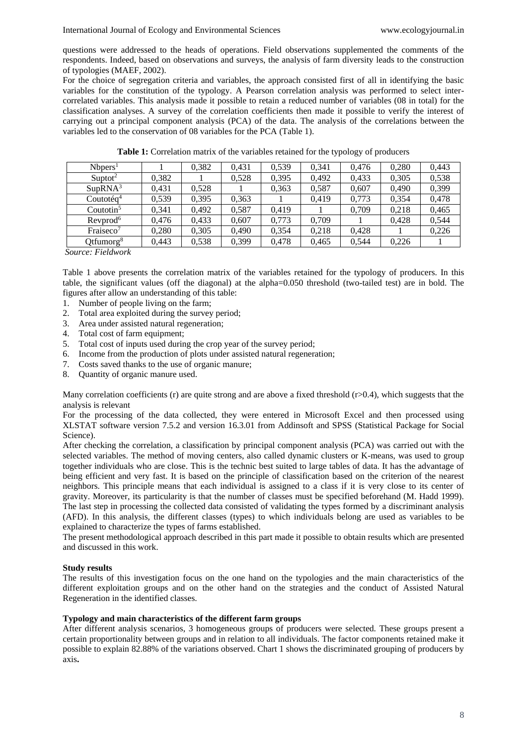questions were addressed to the heads of operations. Field observations supplemented the comments of the respondents. Indeed, based on observations and surveys, the analysis of farm diversity leads to the construction of typologies (MAEF, 2002).

For the choice of segregation criteria and variables, the approach consisted first of all in identifying the basic variables for the constitution of the typology. A Pearson correlation analysis was performed to select inter-correlated variables. This analysis made it possible to retain a reduced number of variables (08 in total) for the classification analyses. A survey of the correlation coefficients then made it possible to verify the interest of carrying out a principal component analysis (PCA) of the data. The analysis of the correlations between the variables led to the conservation of 08 variables for the PCA (Table 1).

**Table 1:** Correlation matrix of the variables retained for the typology of producers

| | | | | | | | | |
|---|---|---|---|---|---|---|---|---|
| Nbpers[1] | 1 | 0,382 | 0,431 | 0,539 | 0,341 | 0,476 | 0,280 | 0,443 |
| Suptot[2] | 0,382 | 1 | 0,528 | 0,395 | 0,492 | 0,433 | 0,305 | 0,538 |
| SupRNA[3] | 0,431 | 0,528 | 1 | 0,363 | 0,587 | 0,607 | 0,490 | 0,399 |
| Coutotéq[4] | 0,539 | 0,395 | 0,363 | 1 | 0,419 | 0,773 | 0,354 | 0,478 |
| Coutotin[5] | 0,341 | 0,492 | 0,587 | 0,419 | 1 | 0,709 | 0,218 | 0,465 |
| Revprod[6] | 0,476 | 0,433 | 0,607 | 0,773 | 0,709 | 1 | 0,428 | 0,544 |
| Fraiseco[7] | 0,280 | 0,305 | 0,490 | 0,354 | 0,218 | 0,428 | 1 | 0,226 |
| Qtfumorg[8] | 0,443 | 0,538 | 0,399 | 0,478 | 0,465 | 0,544 | 0,226 | 1 |

*Source: Fieldwork*

Table 1 above presents the correlation matrix of the variables retained for the typology of producers. In this table, the significant values (off the diagonal) at the alpha=0.050 threshold (two-tailed test) are in bold. The figures after allow an understanding of this table:

1. Number of people living on the farm;
2. Total area exploited during the survey period;
3. Area under assisted natural regeneration;
4. Total cost of farm equipment;
5. Total cost of inputs used during the crop year of the survey period;
6. Income from the production of plots under assisted natural regeneration;
7. Costs saved thanks to the use of organic manure;
8. Quantity of organic manure used.

Many correlation coefficients (r) are quite strong and are above a fixed threshold ($r>0.4$), which suggests that the analysis is relevant

For the processing of the data collected, they were entered in Microsoft Excel and then processed using XLSTAT software version 7.5.2 and version 16.3.01 from Addinsoft and SPSS (Statistical Package for Social Science).

After checking the correlation, a classification by principal component analysis (PCA) was carried out with the selected variables. The method of moving centers, also called dynamic clusters or K-means, was used to group together individuals who are close. This is the technic best suited to large tables of data. It has the advantage of being efficient and very fast. It is based on the principle of classification based on the criterion of the nearest neighbors. This principle means that each individual is assigned to a class if it is very close to its center of gravity. Moreover, its particularity is that the number of classes must be specified beforehand (M. Hadd 1999).

The last step in processing the collected data consisted of validating the types formed by a discriminant analysis (AFD). In this analysis, the different classes (types) to which individuals belong are used as variables to be explained to characterize the types of farms established.

The present methodological approach described in this part made it possible to obtain results which are presented and discussed in this work.

**Study results**

The results of this investigation focus on the one hand on the typologies and the main characteristics of the different exploitation groups and on the other hand on the strategies and the conduct of Assisted Natural Regeneration in the identified classes.

**Typology and main characteristics of the different farm groups**

After different analysis scenarios, 3 homogeneous groups of producers were selected. These groups present a certain proportionality between groups and in relation to all individuals. The factor components retained make it possible to explain 82.88% of the variations observed. Chart 1 shows the discriminated grouping of producers by axis**.**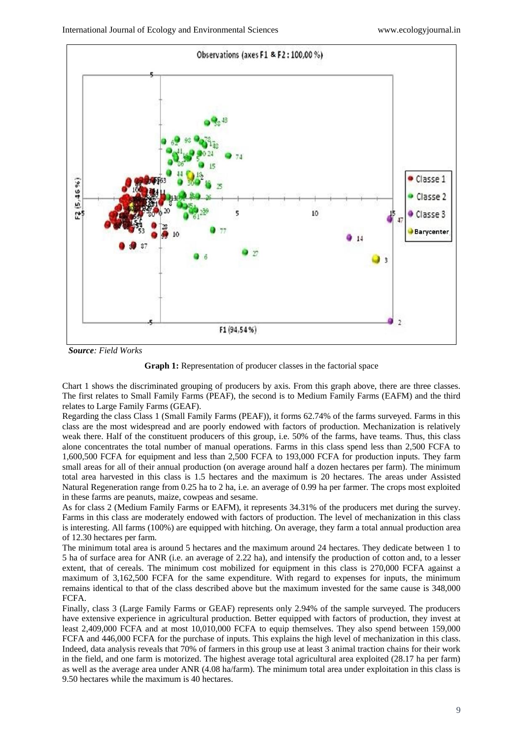Observations (axes F1 & F2 : 100,00 %)

F2 (5,46 %)

F1 (94,54 %)

Classe 1

Classe 2

Classe 3

Barycenter

*Source: Field Works*

**Graph 1:** Representation of producer classes in the factorial space

Chart 1 shows the discriminated grouping of producers by axis. From this graph above, there are three classes. The first relates to Small Family Farms (PEAF), the second is to Medium Family Farms (EAFM) and the third relates to Large Family Farms (GEAF).

Regarding the class Class 1 (Small Family Farms (PEAF)), it forms 62.74% of the farms surveyed. Farms in this class are the most widespread and are poorly endowed with factors of production. Mechanization is relatively weak there. Half of the constituent producers of this group, i.e. 50% of the farms, have teams. Thus, this class alone concentrates the total number of manual operations. Farms in this class spend less than 2,500 FCFA to 1,600,500 FCFA for equipment and less than 2,500 FCFA to 193,000 FCFA for production inputs. They farm small areas for all of their annual production (on average around half a dozen hectares per farm). The minimum total area harvested in this class is 1.5 hectares and the maximum is 20 hectares. The areas under Assisted Natural Regeneration range from 0.25 ha to 2 ha, i.e. an average of 0.99 ha per farmer. The crops most exploited in these farms are peanuts, maize, cowpeas and sesame.

As for class 2 (Medium Family Farms or EAFM), it represents 34.31% of the producers met during the survey. Farms in this class are moderately endowed with factors of production. The level of mechanization in this class is interesting. All farms (100%) are equipped with hitching. On average, they farm a total annual production area of 12.30 hectares per farm.

The minimum total area is around 5 hectares and the maximum around 24 hectares. They dedicate between 1 to 5 ha of surface area for ANR (i.e. an average of 2.22 ha), and intensify the production of cotton and, to a lesser extent, that of cereals. The minimum cost mobilized for equipment in this class is 270,000 FCFA against a maximum of 3,162,500 FCFA for the same expenditure. With regard to expenses for inputs, the minimum remains identical to that of the class described above but the maximum invested for the same cause is 348,000 FCFA.

Finally, class 3 (Large Family Farms or GEAF) represents only 2.94% of the sample surveyed. The producers have extensive experience in agricultural production. Better equipped with factors of production, they invest at least 2,409,000 FCFA and at most 10,010,000 FCFA to equip themselves. They also spend between 159,000 FCFA and 446,000 FCFA for the purchase of inputs. This explains the high level of mechanization in this class. Indeed, data analysis reveals that 70% of farmers in this group use at least 3 animal traction chains for their work in the field, and one farm is motorized. The highest average total agricultural area exploited (28.17 ha per farm) as well as the average area under ANR (4.08 ha/farm). The minimum total area under exploitation in this class is 9.50 hectares while the maximum is 40 hectares.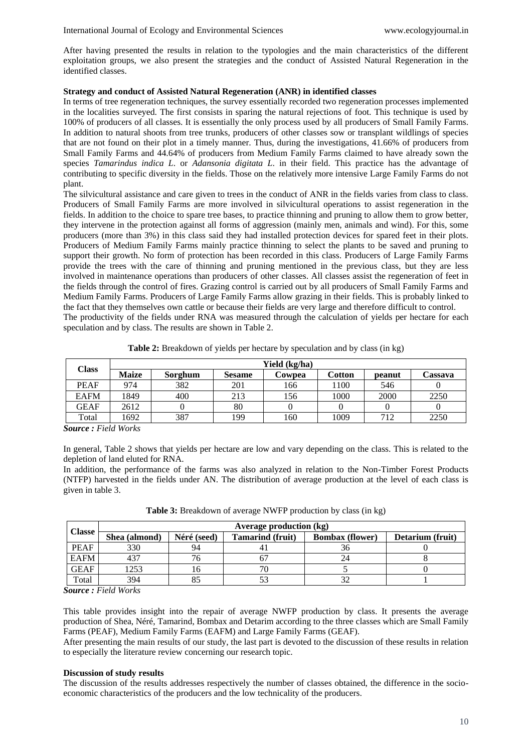After having presented the results in relation to the typologies and the main characteristics of the different exploitation groups, we also present the strategies and the conduct of Assisted Natural Regeneration in the identified classes.

**Strategy and conduct of Assisted Natural Regeneration (ANR) in identified classes**

In terms of tree regeneration techniques, the survey essentially recorded two regeneration processes implemented in the localities surveyed. The first consists in sparing the natural rejections of foot. This technique is used by 100% of producers of all classes. It is essentially the only process used by all producers of Small Family Farms. In addition to natural shoots from tree trunks, producers of other classes sow or transplant wildlings of species that are not found on their plot in a timely manner. Thus, during the investigations, 41.66% of producers from Small Family Farms and 44.64% of producers from Medium Family Farms claimed to have already sown the species *Tamarindus indica L*. or *Adansonia digitata L*. in their field. This practice has the advantage of contributing to specific diversity in the fields. Those on the relatively more intensive Large Family Farms do not plant.

The silvicultural assistance and care given to trees in the conduct of ANR in the fields varies from class to class. Producers of Small Family Farms are more involved in silvicultural operations to assist regeneration in the fields. In addition to the choice to spare tree bases, to practice thinning and pruning to allow them to grow better, they intervene in the protection against all forms of aggression (mainly men, animals and wind). For this, some producers (more than 3%) in this class said they had installed protection devices for spared feet in their plots. Producers of Medium Family Farms mainly practice thinning to select the plants to be saved and pruning to support their growth. No form of protection has been recorded in this class. Producers of Large Family Farms provide the trees with the care of thinning and pruning mentioned in the previous class, but they are less involved in maintenance operations than producers of other classes. All classes assist the regeneration of feet in the fields through the control of fires. Grazing control is carried out by all producers of Small Family Farms and Medium Family Farms. Producers of Large Family Farms allow grazing in their fields. This is probably linked to the fact that they themselves own cattle or because their fields are very large and therefore difficult to control.

The productivity of the fields under RNA was measured through the calculation of yields per hectare for each speculation and by class. The results are shown in Table 2.

**Table 2:** Breakdown of yields per hectare by speculation and by class (in kg)

| Class | Yield (kg/ha) | | | | | | |
|---|---|---|---|---|---|---|---|
| | **Maize** | **Sorghum** | **Sesame** | **Cowpea** | **Cotton** | **peanut** | **Cassava** |
| PEAF | 974 | 382 | 201 | 166 | 1100 | 546 | 0 |
| EAFM | 1849 | 400 | 213 | 156 | 1000 | 2000 | 2250 |
| GEAF | 2612 | 0 | 80 | 0 | 0 | 0 | 0 |
| Total | 1692 | 387 | 199 | 160 | 1009 | 712 | 2250 |

***Source :*** *Field Works*

In general, Table 2 shows that yields per hectare are low and vary depending on the class. This is related to the depletion of land eluted for RNA.

In addition, the performance of the farms was also analyzed in relation to the Non-Timber Forest Products (NTFP) harvested in the fields under AN. The distribution of average production at the level of each class is given in table 3.

**Table 3:** Breakdown of average NWFP production by class (in kg)

| Classe | Average production (kg) | | | | |
|---|---|---|---|---|---|
| | **Shea (almond)** | **Néré (seed)** | **Tamarind (fruit)** | **Bombax (flower)** | **Detarium (fruit)** |
| PEAF | 330 | 94 | 41 | 36 | 0 |
| EAFM | 437 | 76 | 67 | 24 | 8 |
| GEAF | 1253 | 16 | 70 | 5 | 0 |
| Total | 394 | 85 | 53 | 32 | 1 |

***Source :*** *Field Works*

This table provides insight into the repair of average NWFP production by class. It presents the average production of Shea, Néré, Tamarind, Bombax and Detarim according to the three classes which are Small Family Farms (PEAF), Medium Family Farms (EAFM) and Large Family Farms (GEAF).

After presenting the main results of our study, the last part is devoted to the discussion of these results in relation to especially the literature review concerning our research topic.

**Discussion of study results**

The discussion of the results addresses respectively the number of classes obtained, the difference in the socio-economic characteristics of the producers and the low technicality of the producers.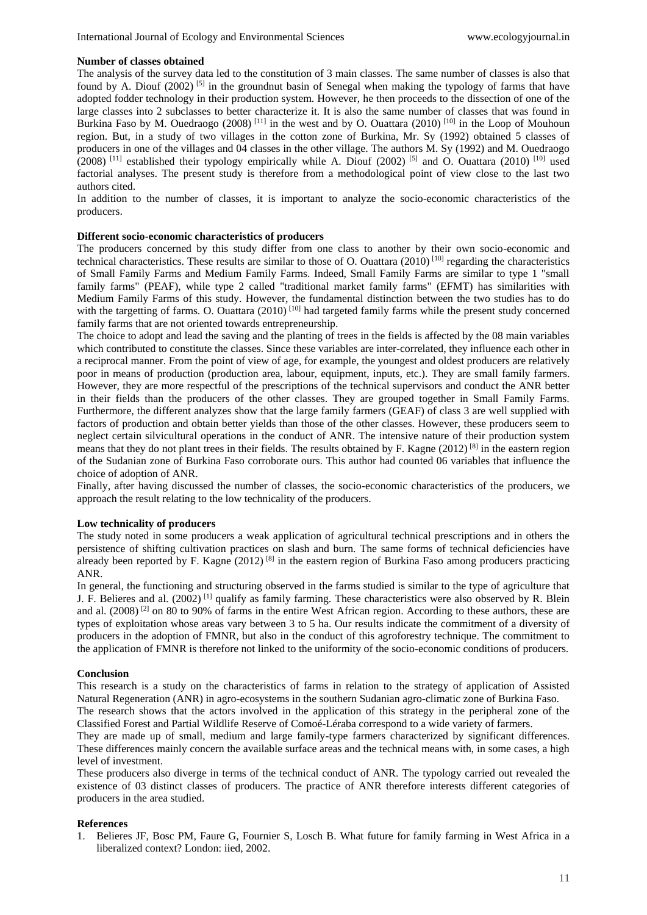**Number of classes obtained**

The analysis of the survey data led to the constitution of 3 main classes. The same number of classes is also that found by A. Diouf (2002) [5] in the groundnut basin of Senegal when making the typology of farms that have adopted fodder technology in their production system. However, he then proceeds to the dissection of one of the large classes into 2 subclasses to better characterize it. It is also the same number of classes that was found in Burkina Faso by M. Ouedraogo (2008) [11] in the west and by O. Ouattara (2010) [10] in the Loop of Mouhoun region. But, in a study of two villages in the cotton zone of Burkina, Mr. Sy (1992) obtained 5 classes of producers in one of the villages and 04 classes in the other village. The authors M. Sy (1992) and M. Ouedraogo (2008) [11] established their typology empirically while A. Diouf (2002) [5] and O. Ouattara (2010) [10] used factorial analyses. The present study is therefore from a methodological point of view close to the last two authors cited.

In addition to the number of classes, it is important to analyze the socio-economic characteristics of the producers.

**Different socio-economic characteristics of producers**

The producers concerned by this study differ from one class to another by their own socio-economic and technical characteristics. These results are similar to those of O. Ouattara (2010) [10] regarding the characteristics of Small Family Farms and Medium Family Farms. Indeed, Small Family Farms are similar to type 1 "small family farms" (PEAF), while type 2 called "traditional market family farms" (EFMT) has similarities with Medium Family Farms of this study. However, the fundamental distinction between the two studies has to do with the targetting of farms. O. Ouattara (2010) [10] had targeted family farms while the present study concerned family farms that are not oriented towards entrepreneurship.

The choice to adopt and lead the saving and the planting of trees in the fields is affected by the 08 main variables which contributed to constitute the classes. Since these variables are inter-correlated, they influence each other in a reciprocal manner. From the point of view of age, for example, the youngest and oldest producers are relatively poor in means of production (production area, labour, equipment, inputs, etc.). They are small family farmers. However, they are more respectful of the prescriptions of the technical supervisors and conduct the ANR better in their fields than the producers of the other classes. They are grouped together in Small Family Farms. Furthermore, the different analyzes show that the large family farmers (GEAF) of class 3 are well supplied with factors of production and obtain better yields than those of the other classes. However, these producers seem to neglect certain silvicultural operations in the conduct of ANR. The intensive nature of their production system means that they do not plant trees in their fields. The results obtained by F. Kagne (2012) [8] in the eastern region of the Sudanian zone of Burkina Faso corroborate ours. This author had counted 06 variables that influence the choice of adoption of ANR.

Finally, after having discussed the number of classes, the socio-economic characteristics of the producers, we approach the result relating to the low technicality of the producers.

**Low technicality of producers**

The study noted in some producers a weak application of agricultural technical prescriptions and in others the persistence of shifting cultivation practices on slash and burn. The same forms of technical deficiencies have already been reported by F. Kagne (2012) [8] in the eastern region of Burkina Faso among producers practicing ANR.

In general, the functioning and structuring observed in the farms studied is similar to the type of agriculture that J. F. Belieres and al. (2002) [1] qualify as family farming. These characteristics were also observed by R. Blein and al. (2008) [2] on 80 to 90% of farms in the entire West African region. According to these authors, these are types of exploitation whose areas vary between 3 to 5 ha. Our results indicate the commitment of a diversity of producers in the adoption of FMNR, but also in the conduct of this agroforestry technique. The commitment to the application of FMNR is therefore not linked to the uniformity of the socio-economic conditions of producers.

**Conclusion**

This research is a study on the characteristics of farms in relation to the strategy of application of Assisted Natural Regeneration (ANR) in agro-ecosystems in the southern Sudanian agro-climatic zone of Burkina Faso.

The research shows that the actors involved in the application of this strategy in the peripheral zone of the Classified Forest and Partial Wildlife Reserve of Comoé-Léraba correspond to a wide variety of farmers.

They are made up of small, medium and large family-type farmers characterized by significant differences. These differences mainly concern the available surface areas and the technical means with, in some cases, a high level of investment.

These producers also diverge in terms of the technical conduct of ANR. The typology carried out revealed the existence of 03 distinct classes of producers. The practice of ANR therefore interests different categories of producers in the area studied.

**References**

1. Belieres JF, Bosc PM, Faure G, Fournier S, Losch B. What future for family farming in West Africa in a liberalized context? London: iied, 2002.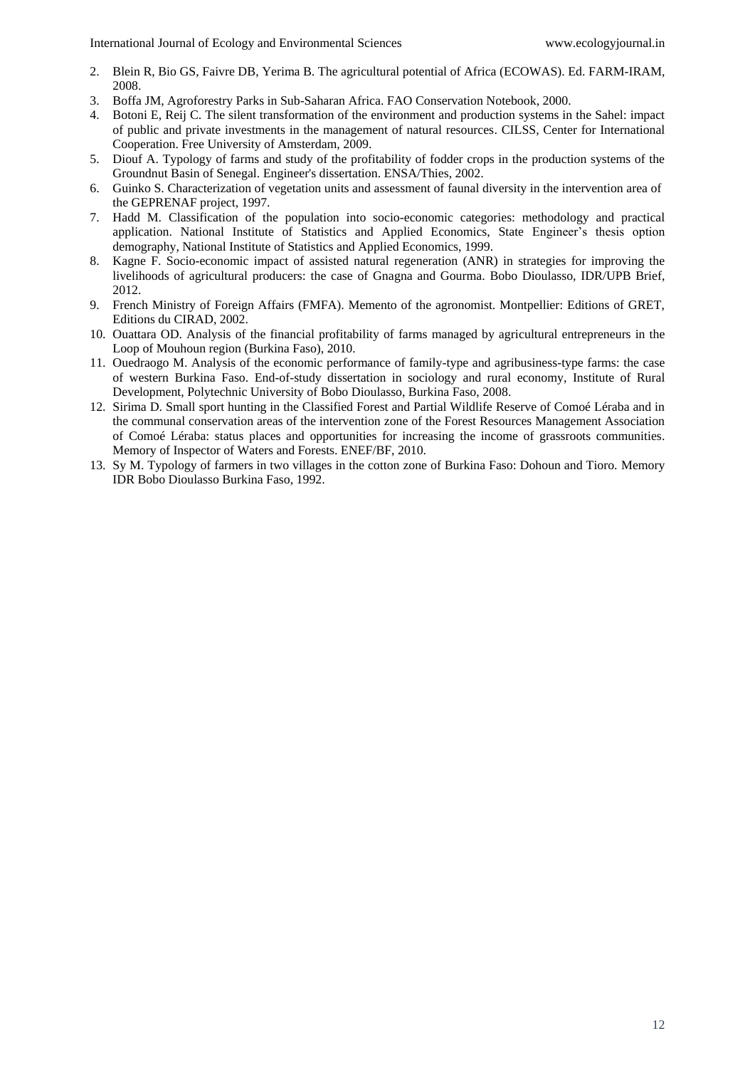2. Blein R, Bio GS, Faivre DB, Yerima B. The agricultural potential of Africa (ECOWAS). Ed. FARM-IRAM, 2008.
3. Boffa JM, Agroforestry Parks in Sub-Saharan Africa. FAO Conservation Notebook, 2000.
4. Botoni E, Reij C. The silent transformation of the environment and production systems in the Sahel: impact of public and private investments in the management of natural resources. CILSS, Center for International Cooperation. Free University of Amsterdam, 2009.
5. Diouf A. Typology of farms and study of the profitability of fodder crops in the production systems of the Groundnut Basin of Senegal. Engineer's dissertation. ENSA/Thies, 2002.
6. Guinko S. Characterization of vegetation units and assessment of faunal diversity in the intervention area of the GEPRENAF project, 1997.
7. Hadd M. Classification of the population into socio-economic categories: methodology and practical application. National Institute of Statistics and Applied Economics, State Engineer's thesis option demography, National Institute of Statistics and Applied Economics, 1999.
8. Kagne F. Socio-economic impact of assisted natural regeneration (ANR) in strategies for improving the livelihoods of agricultural producers: the case of Gnagna and Gourma. Bobo Dioulasso, IDR/UPB Brief, 2012.
9. French Ministry of Foreign Affairs (FMFA). Memento of the agronomist. Montpellier: Editions of GRET, Editions du CIRAD, 2002.
10. Ouattara OD. Analysis of the financial profitability of farms managed by agricultural entrepreneurs in the Loop of Mouhoun region (Burkina Faso), 2010.
11. Ouedraogo M. Analysis of the economic performance of family-type and agribusiness-type farms: the case of western Burkina Faso. End-of-study dissertation in sociology and rural economy, Institute of Rural Development, Polytechnic University of Bobo Dioulasso, Burkina Faso, 2008.
12. Sirima D. Small sport hunting in the Classified Forest and Partial Wildlife Reserve of Comoé Léraba and in the communal conservation areas of the intervention zone of the Forest Resources Management Association of Comoé Léraba: status places and opportunities for increasing the income of grassroots communities. Memory of Inspector of Waters and Forests. ENEF/BF, 2010.
13. Sy M. Typology of farmers in two villages in the cotton zone of Burkina Faso: Dohoun and Tioro. Memory IDR Bobo Dioulasso Burkina Faso, 1992.